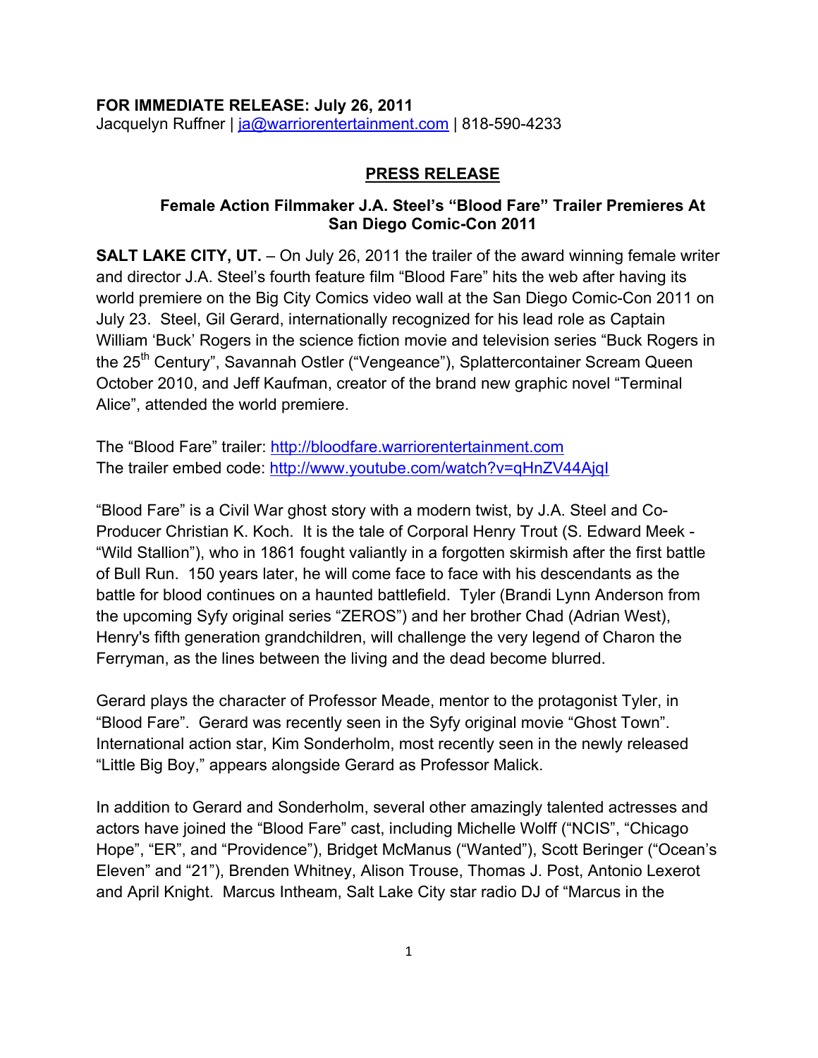**FOR IMMEDIATE RELEASE: July 26, 2011**
Jacquelyn Ruffner | ja@warriorentertainment.com | 818-590-4233

## PRESS RELEASE

### Female Action Filmmaker J.A. Steel's "Blood Fare" Trailer Premieres At San Diego Comic-Con 2011

**SALT LAKE CITY, UT.** – On July 26, 2011 the trailer of the award winning female writer and director J.A. Steel's fourth feature film "Blood Fare" hits the web after having its world premiere on the Big City Comics video wall at the San Diego Comic-Con 2011 on July 23. Steel, Gil Gerard, internationally recognized for his lead role as Captain William 'Buck' Rogers in the science fiction movie and television series "Buck Rogers in the 25th Century", Savannah Ostler ("Vengeance"), Splattercontainer Scream Queen October 2010, and Jeff Kaufman, creator of the brand new graphic novel "Terminal Alice", attended the world premiere.

The "Blood Fare" trailer: http://bloodfare.warriorentertainment.com
The trailer embed code: http://www.youtube.com/watch?v=qHnZV44AjqI

"Blood Fare" is a Civil War ghost story with a modern twist, by J.A. Steel and Co-Producer Christian K. Koch. It is the tale of Corporal Henry Trout (S. Edward Meek - "Wild Stallion"), who in 1861 fought valiantly in a forgotten skirmish after the first battle of Bull Run. 150 years later, he will come face to face with his descendants as the battle for blood continues on a haunted battlefield. Tyler (Brandi Lynn Anderson from the upcoming Syfy original series "ZEROS") and her brother Chad (Adrian West), Henry's fifth generation grandchildren, will challenge the very legend of Charon the Ferryman, as the lines between the living and the dead become blurred.

Gerard plays the character of Professor Meade, mentor to the protagonist Tyler, in "Blood Fare". Gerard was recently seen in the Syfy original movie "Ghost Town". International action star, Kim Sonderholm, most recently seen in the newly released "Little Big Boy," appears alongside Gerard as Professor Malick.

In addition to Gerard and Sonderholm, several other amazingly talented actresses and actors have joined the "Blood Fare" cast, including Michelle Wolff ("NCIS", "Chicago Hope", "ER", and "Providence"), Bridget McManus ("Wanted"), Scott Beringer ("Ocean's Eleven" and "21"), Brenden Whitney, Alison Trouse, Thomas J. Post, Antonio Lexerot and April Knight. Marcus Intheam, Salt Lake City star radio DJ of "Marcus in the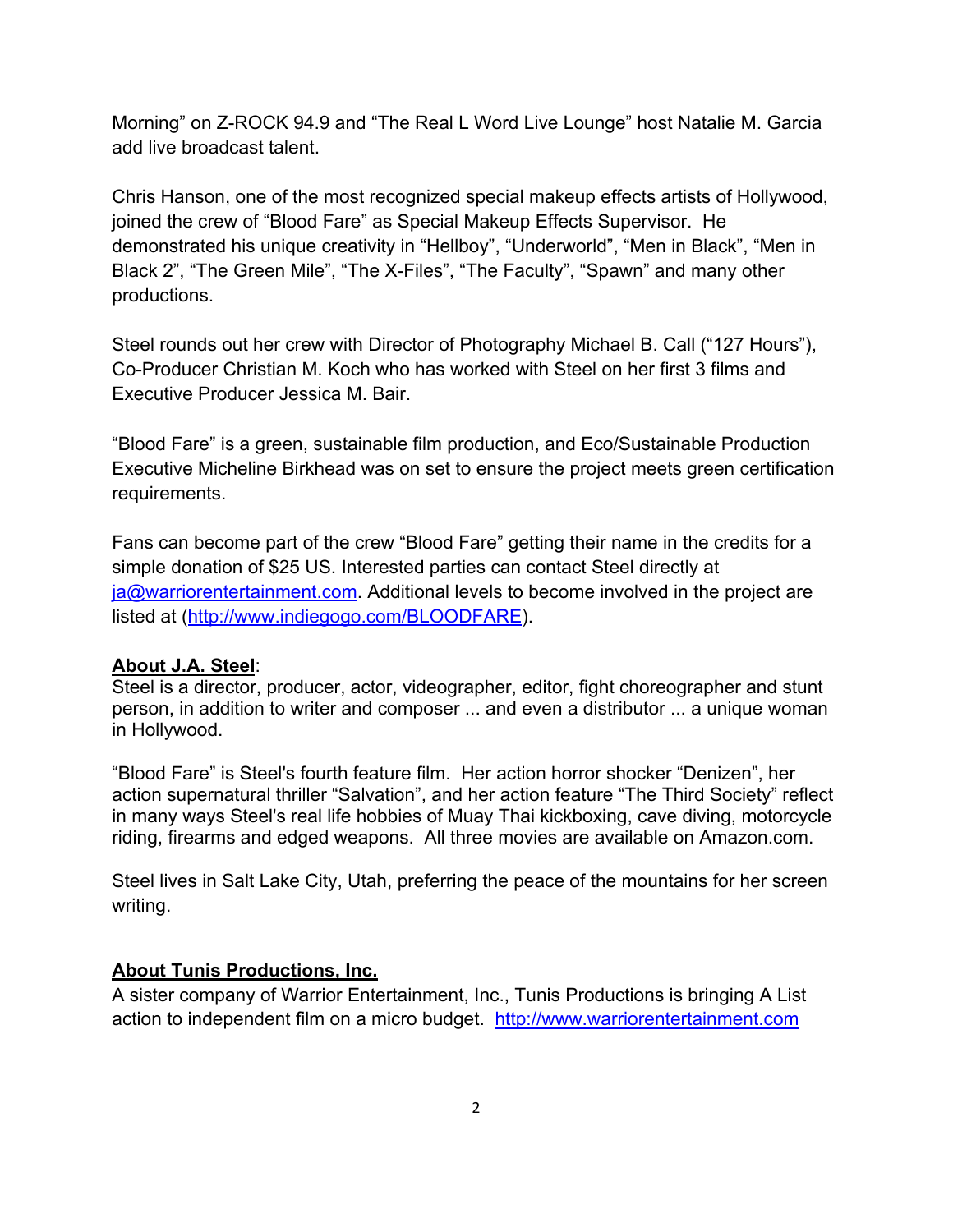Morning" on Z-ROCK 94.9 and "The Real L Word Live Lounge" host Natalie M. Garcia add live broadcast talent.

Chris Hanson, one of the most recognized special makeup effects artists of Hollywood, joined the crew of "Blood Fare" as Special Makeup Effects Supervisor. He demonstrated his unique creativity in "Hellboy", "Underworld", "Men in Black", "Men in Black 2", "The Green Mile", "The X-Files", "The Faculty", "Spawn" and many other productions.

Steel rounds out her crew with Director of Photography Michael B. Call ("127 Hours"), Co-Producer Christian M. Koch who has worked with Steel on her first 3 films and Executive Producer Jessica M. Bair.

"Blood Fare" is a green, sustainable film production, and Eco/Sustainable Production Executive Micheline Birkhead was on set to ensure the project meets green certification requirements.

Fans can become part of the crew "Blood Fare" getting their name in the credits for a simple donation of $25 US. Interested parties can contact Steel directly at [ja@warriorentertainment.com](mailto:ja@warriorentertainment.com). Additional levels to become involved in the project are listed at ([http://www.indiegogo.com/BLOODFARE](http://www.indiegogo.com/BLOODFARE)).

**About J.A. Steel**:

Steel is a director, producer, actor, videographer, editor, fight choreographer and stunt person, in addition to writer and composer ... and even a distributor ... a unique woman in Hollywood.

"Blood Fare" is Steel's fourth feature film. Her action horror shocker "Denizen", her action supernatural thriller "Salvation", and her action feature "The Third Society" reflect in many ways Steel's real life hobbies of Muay Thai kickboxing, cave diving, motorcycle riding, firearms and edged weapons. All three movies are available on Amazon.com.

Steel lives in Salt Lake City, Utah, preferring the peace of the mountains for her screen writing.

**About Tunis Productions, Inc.**

A sister company of Warrior Entertainment, Inc., Tunis Productions is bringing A List action to independent film on a micro budget. [http://www.warriorentertainment.com](http://www.warriorentertainment.com)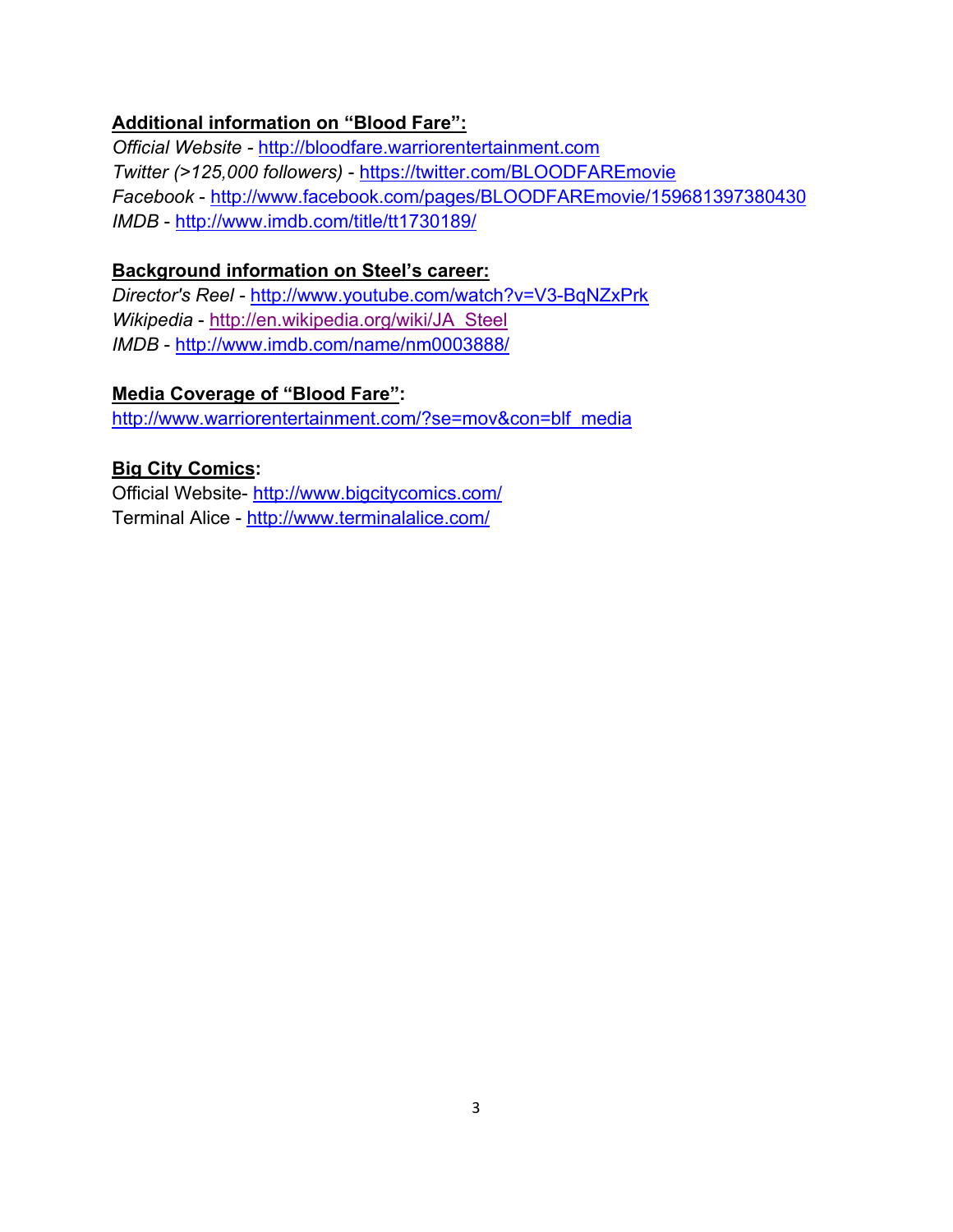**Additional information on "Blood Fare":**

*Official Website* - http://bloodfare.warriorentertainment.com
*Twitter (>125,000 followers)* - https://twitter.com/BLOODFAREmovie
*Facebook* - http://www.facebook.com/pages/BLOODFAREmovie/159681397380430
*IMDB* - http://www.imdb.com/title/tt1730189/

**Background information on Steel's career:**

*Director's Reel* - http://www.youtube.com/watch?v=V3-BqNZxPrk
*Wikipedia* - http://en.wikipedia.org/wiki/JA_Steel
*IMDB* - http://www.imdb.com/name/nm0003888/

**Media Coverage of "Blood Fare":**

http://www.warriorentertainment.com/?se=mov&con=blf_media

**Big City Comics:**

Official Website- http://www.bigcitycomics.com/
Terminal Alice - http://www.terminalalice.com/